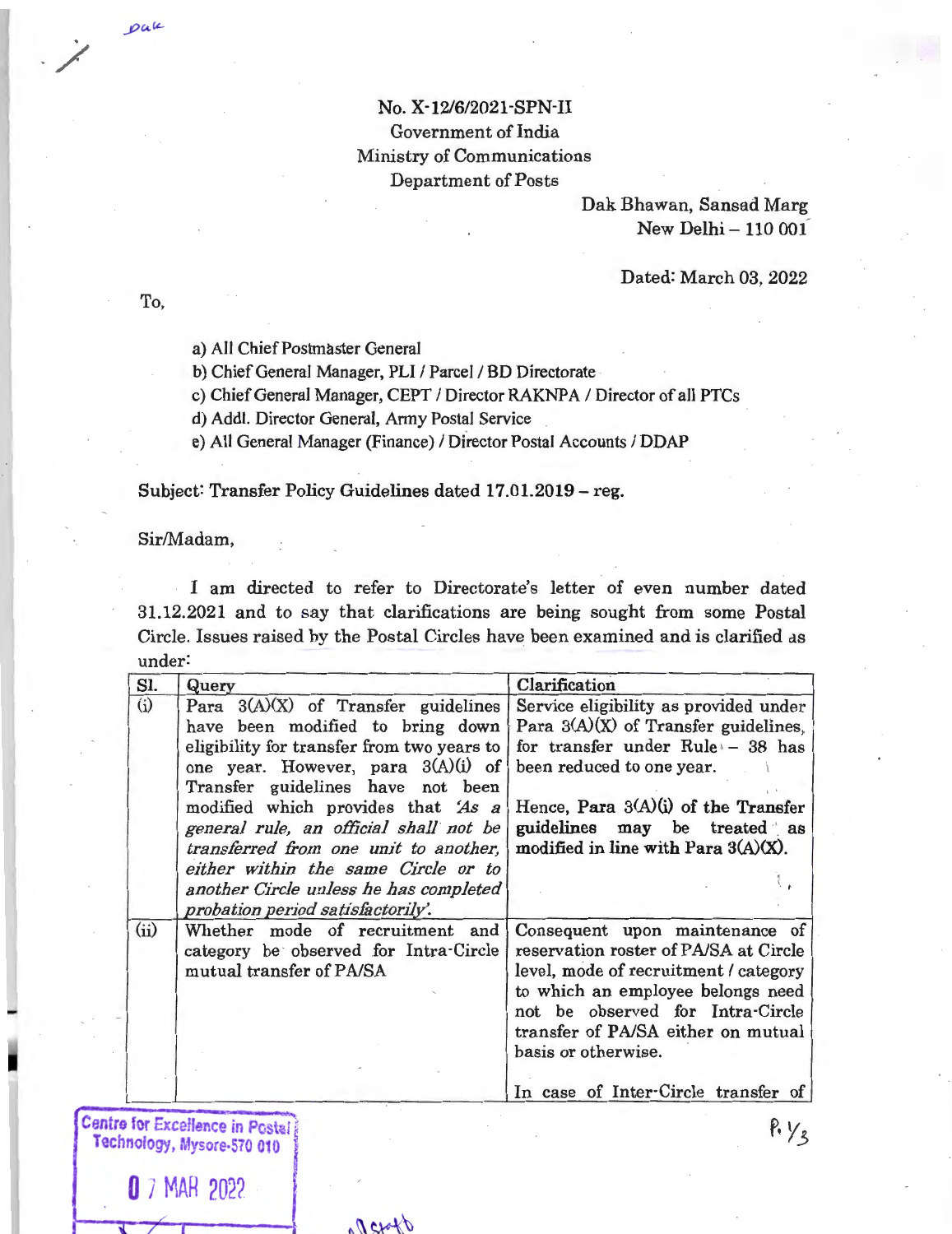No. X-12/6/2021-SPN-II
Government of India
Ministry of Communications
Department of Posts

Dak Bhawan, Sansad Marg
New Delhi – 110 001

Dated: March 03, 2022

To,

a) All Chief Postmaster General
b) Chief General Manager, PLI / Parcel / BD Directorate
c) Chief General Manager, CEPT / Director RAKNPA / Director of all PTCs
d) Addl. Director General, Army Postal Service
e) All General Manager (Finance) / Director Postal Accounts / DDAP

**Subject: Transfer Policy Guidelines dated 17.01.2019 – reg.**

Sir/Madam,

I am directed to refer to Directorate's letter of even number dated 31.12.2021 and to say that clarifications are being sought from some Postal Circle. Issues raised by the Postal Circles have been examined and is clarified as under:

| Sl. | Query | Clarification |
|---|---|---|
| (i) | Para 3(A)(X) of Transfer guidelines have been modified to bring down eligibility for transfer from two years to one year. However, para 3(A)(i) of Transfer guidelines have not been modified which provides that '*As a general rule, an official shall not be transferred from one unit to another, either within the same Circle or to another Circle unless he has completed probation period satisfactorily*'. | Service eligibility as provided under Para 3(A)(X) of Transfer guidelines, for transfer under Rule – 38 has been reduced to one year.<br><br>Hence, **Para 3(A)(i) of the Transfer guidelines may be treated as modified in line with Para 3(A)(X).** |
| (ii) | Whether mode of recruitment and category be observed for Intra-Circle mutual transfer of PA/SA | Consequent upon maintenance of reservation roster of PA/SA at Circle level, mode of recruitment / category to which an employee belongs need not be observed for Intra-Circle transfer of PA/SA either on mutual basis or otherwise.<br><br>In case of Inter-Circle transfer of |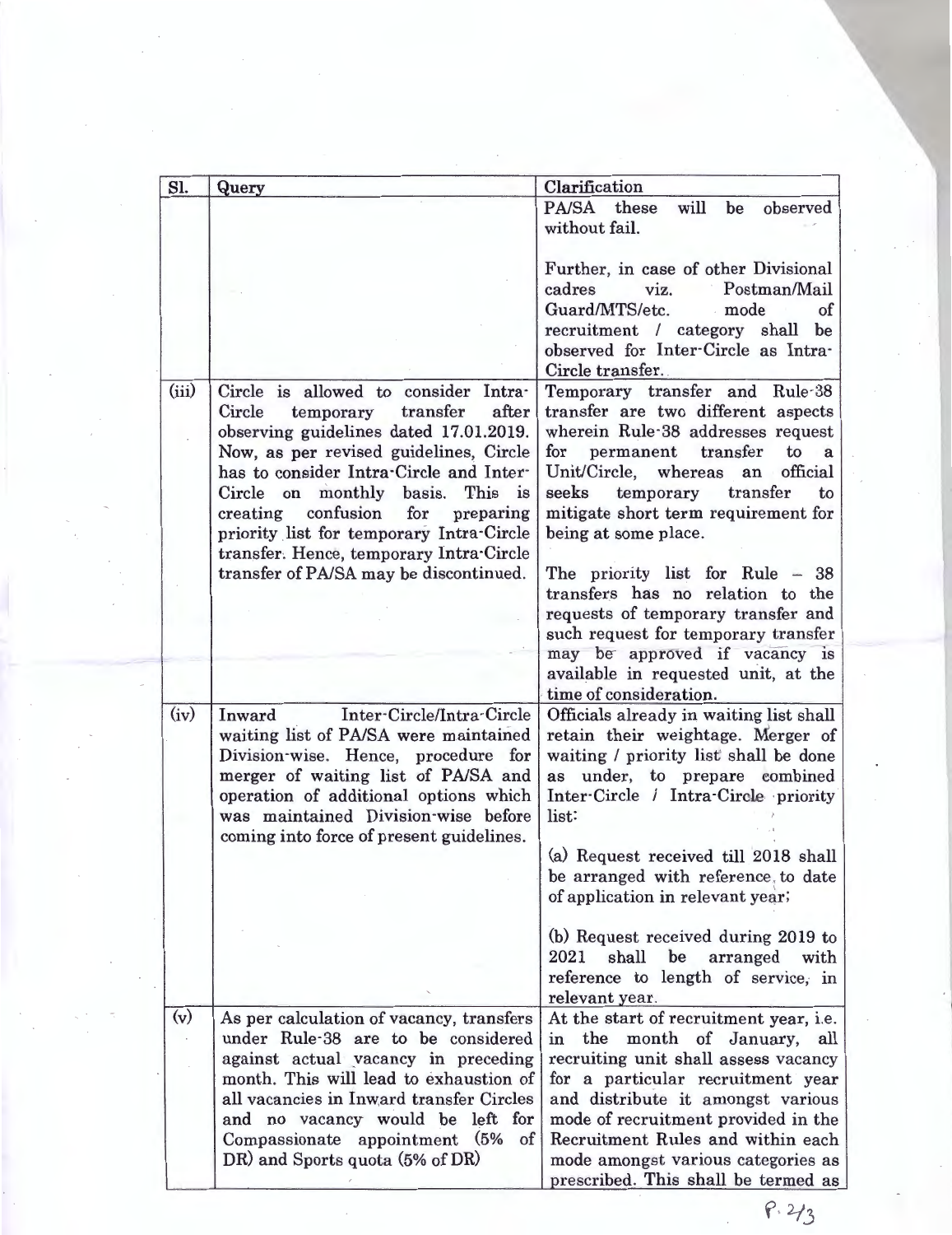| Sl. | Query | Clarification |
|---|---|---|
| | | PA/SA these will be observed without fail.<br><br>Further, in case of other Divisional cadres viz. Postman/Mail Guard/MTS/etc. mode of recruitment / category shall be observed for Inter-Circle as Intra-Circle transfer. |
| (iii) | Circle is allowed to consider Intra-Circle temporary transfer after observing guidelines dated 17.01.2019. Now, as per revised guidelines, Circle has to consider Intra-Circle and Inter-Circle on monthly basis. This is creating confusion for preparing priority list for temporary Intra-Circle transfer. Hence, temporary Intra-Circle transfer of PA/SA may be discontinued. | Temporary transfer and Rule-38 transfer are two different aspects wherein Rule-38 addresses request for permanent transfer to a Unit/Circle, whereas an official seeks temporary transfer to mitigate short term requirement for being at some place.<br><br>The priority list for Rule – 38 transfers has no relation to the requests of temporary transfer and such request for temporary transfer may be approved if vacancy is available in requested unit, at the time of consideration. |
| (iv) | Inward Inter-Circle/Intra-Circle waiting list of PA/SA were maintained Division-wise. Hence, procedure for merger of waiting list of PA/SA and operation of additional options which was maintained Division-wise before coming into force of present guidelines. | Officials already in waiting list shall retain their weightage. Merger of waiting / priority list shall be done as under, to prepare combined Inter-Circle / Intra-Circle priority list:<br><br>(a) Request received till 2018 shall be arranged with reference to date of application in relevant year;<br><br>(b) Request received during 2019 to 2021 shall be arranged with reference to length of service, in relevant year. |
| (v) | As per calculation of vacancy, transfers under Rule-38 are to be considered against actual vacancy in preceding month. This will lead to exhaustion of all vacancies in Inward transfer Circles and no vacancy would be left for Compassionate appointment (5% of DR) and Sports quota (5% of DR) | At the start of recruitment year, i.e. in the month of January, all recruiting unit shall assess vacancy for a particular recruitment year and distribute it amongst various mode of recruitment provided in the Recruitment Rules and within each mode amongst various categories as prescribed. This shall be termed as |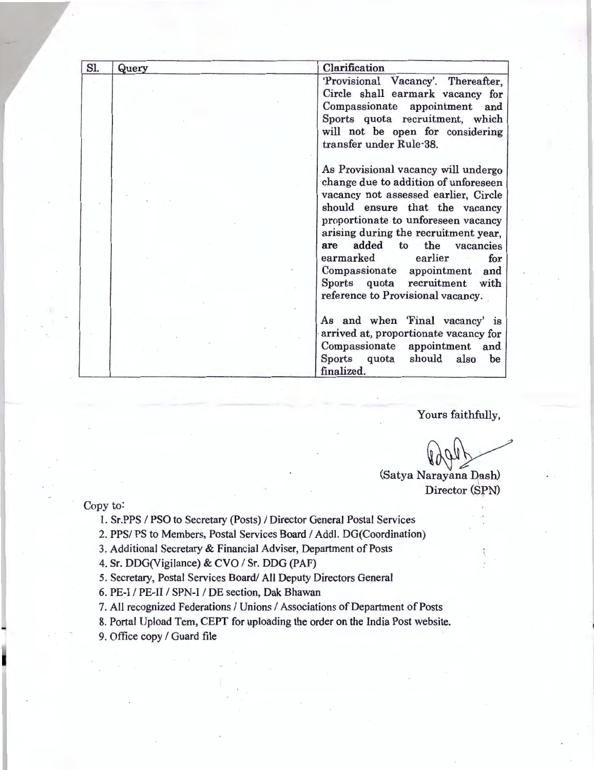| Sl. | Query | Clarification |
|---|---|---|
| | | 'Provisional Vacancy'. Thereafter, Circle shall earmark vacancy for Compassionate appointment and Sports quota recruitment, which will not be open for considering transfer under Rule-38.<br><br>As Provisional vacancy will undergo change due to addition of unforeseen vacancy not assessed earlier, Circle should ensure that the vacancy proportionate to unforeseen vacancy arising during the recruitment year, are added to the vacancies earmarked earlier for Compassionate appointment and Sports quota recruitment with reference to Provisional vacancy.<br><br>As and when 'Final vacancy' is arrived at, proportionate vacancy for Compassionate appointment and Sports quota should also be finalized. |

Yours faithfully,

(Satya Narayana Dash)
Director (SPN)

Copy to:

1. Sr.PPS / PSO to Secretary (Posts) / Director General Postal Services
2. PPS/ PS to Members, Postal Services Board / Addl. DG(Coordination)
3. Additional Secretary & Financial Adviser, Department of Posts
4. Sr. DDG(Vigilance) & CVO / Sr. DDG (PAF)
5. Secretary, Postal Services Board/ All Deputy Directors General
6. PE-I / PE-II / SPN-I / DE section, Dak Bhawan
7. All recognized Federations / Unions / Associations of Department of Posts
8. Portal Upload Tem, CEPT for uploading the order on the India Post website.
9. Office copy / Guard file